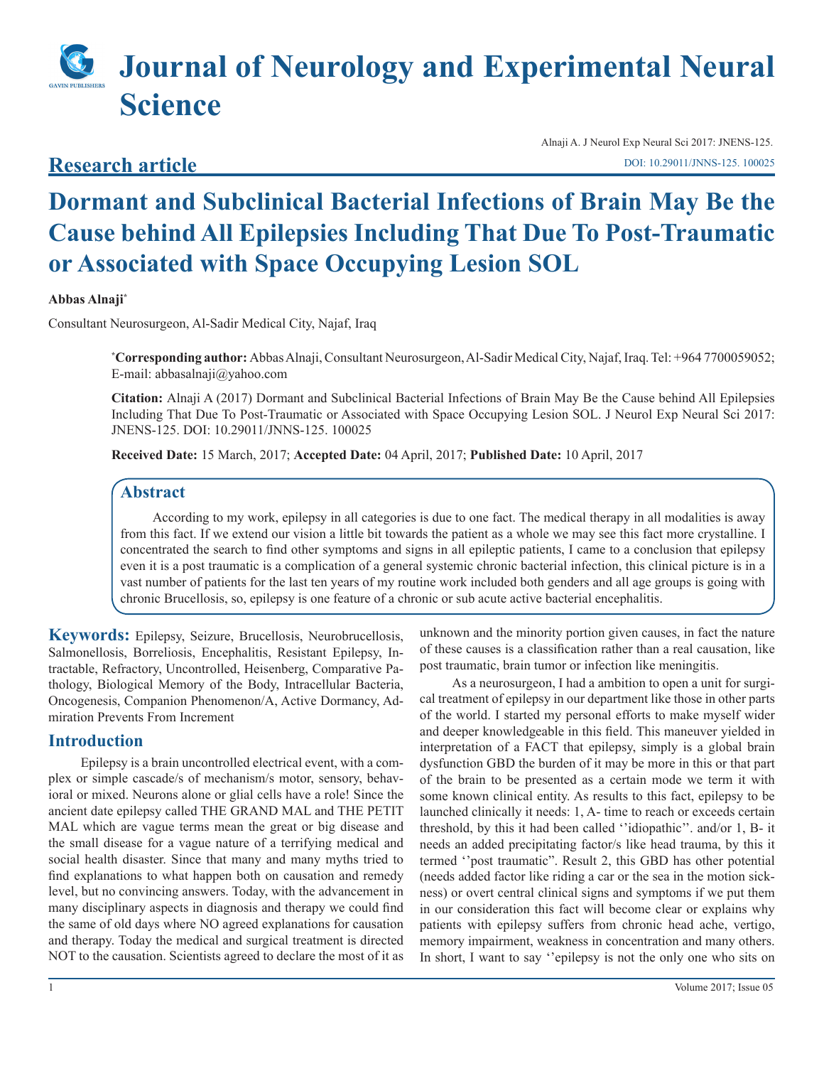# Journal of Neurology and Experimental Neural Science

Alnaji A. J Neurol Exp Neural Sci 2017: JNENS-125.
DOI: 10.29011/JNNS-125. 100025

## Research article

# Dormant and Subclinical Bacterial Infections of Brain May Be the Cause behind All Epilepsies Including That Due To Post-Traumatic or Associated with Space Occupying Lesion SOL

**Abbas Alnaji***

Consultant Neurosurgeon, Al-Sadir Medical City, Najaf, Iraq

***Corresponding author:** Abbas Alnaji, Consultant Neurosurgeon, Al-Sadir Medical City, Najaf, Iraq. Tel: +964 7700059052; E-mail: abbasalnaji@yahoo.com

**Citation:** Alnaji A (2017) Dormant and Subclinical Bacterial Infections of Brain May Be the Cause behind All Epilepsies Including That Due To Post-Traumatic or Associated with Space Occupying Lesion SOL. J Neurol Exp Neural Sci 2017: JNENS-125. DOI: 10.29011/JNNS-125. 100025

**Received Date:** 15 March, 2017; **Accepted Date:** 04 April, 2017; **Published Date:** 10 April, 2017

## Abstract

According to my work, epilepsy in all categories is due to one fact. The medical therapy in all modalities is away from this fact. If we extend our vision a little bit towards the patient as a whole we may see this fact more crystalline. I concentrated the search to find other symptoms and signs in all epileptic patients, I came to a conclusion that epilepsy even it is a post traumatic is a complication of a general systemic chronic bacterial infection, this clinical picture is in a vast number of patients for the last ten years of my routine work included both genders and all age groups is going with chronic Brucellosis, so, epilepsy is one feature of a chronic or sub acute active bacterial encephalitis.

**Keywords:** Epilepsy, Seizure, Brucellosis, Neurobrucellosis, Salmonellosis, Borreliosis, Encephalitis, Resistant Epilepsy, Intractable, Refractory, Uncontrolled, Heisenberg, Comparative Pathology, Biological Memory of the Body, Intracellular Bacteria, Oncogenesis, Companion Phenomenon/A, Active Dormancy, Admiration Prevents From Increment

## Introduction

Epilepsy is a brain uncontrolled electrical event, with a complex or simple cascade/s of mechanism/s motor, sensory, behavioral or mixed. Neurons alone or glial cells have a role! Since the ancient date epilepsy called THE GRAND MAL and THE PETIT MAL which are vague terms mean the great or big disease and the small disease for a vague nature of a terrifying medical and social health disaster. Since that many and many myths tried to find explanations to what happen both on causation and remedy level, but no convincing answers. Today, with the advancement in many disciplinary aspects in diagnosis and therapy we could find the same of old days where NO agreed explanations for causation and therapy. Today the medical and surgical treatment is directed NOT to the causation. Scientists agreed to declare the most of it as unknown and the minority portion given causes, in fact the nature of these causes is a classification rather than a real causation, like post traumatic, brain tumor or infection like meningitis.

As a neurosurgeon, I had a ambition to open a unit for surgical treatment of epilepsy in our department like those in other parts of the world. I started my personal efforts to make myself wider and deeper knowledgeable in this field. This maneuver yielded in interpretation of a FACT that epilepsy, simply is a global brain dysfunction GBD the burden of it may be more in this or that part of the brain to be presented as a certain mode we term it with some known clinical entity. As results to this fact, epilepsy to be launched clinically it needs: 1, A- time to reach or exceeds certain threshold, by this it had been called ''idiopathic''. and/or 1, B- it needs an added precipitating factor/s like head trauma, by this it termed ''post traumatic''. Result 2, this GBD has other potential (needs added factor like riding a car or the sea in the motion sickness) or overt central clinical signs and symptoms if we put them in our consideration this fact will become clear or explains why patients with epilepsy suffers from chronic head ache, vertigo, memory impairment, weakness in concentration and many others. In short, I want to say ''epilepsy is not the only one who sits on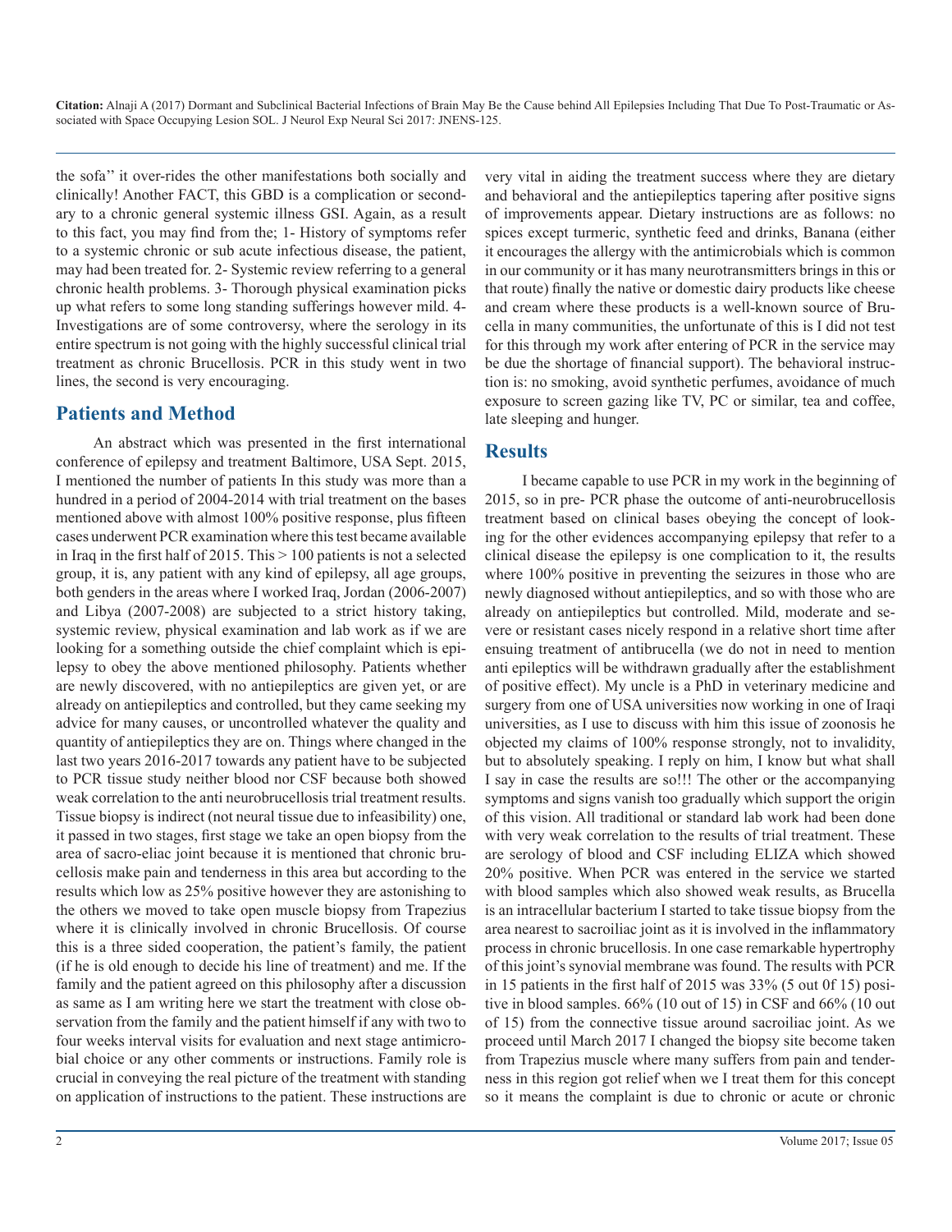the sofa'' it over-rides the other manifestations both socially and clinically! Another FACT, this GBD is a complication or secondary to a chronic general systemic illness GSI. Again, as a result to this fact, you may find from the; 1- History of symptoms refer to a systemic chronic or sub acute infectious disease, the patient, may had been treated for. 2- Systemic review referring to a general chronic health problems. 3- Thorough physical examination picks up what refers to some long standing sufferings however mild. 4- Investigations are of some controversy, where the serology in its entire spectrum is not going with the highly successful clinical trial treatment as chronic Brucellosis. PCR in this study went in two lines, the second is very encouraging.

## Patients and Method

An abstract which was presented in the first international conference of epilepsy and treatment Baltimore, USA Sept. 2015, I mentioned the number of patients In this study was more than a hundred in a period of 2004-2014 with trial treatment on the bases mentioned above with almost 100% positive response, plus fifteen cases underwent PCR examination where this test became available in Iraq in the first half of 2015. This > 100 patients is not a selected group, it is, any patient with any kind of epilepsy, all age groups, both genders in the areas where I worked Iraq, Jordan (2006-2007) and Libya (2007-2008) are subjected to a strict history taking, systemic review, physical examination and lab work as if we are looking for a something outside the chief complaint which is epilepsy to obey the above mentioned philosophy. Patients whether are newly discovered, with no antiepileptics are given yet, or are already on antiepileptics and controlled, but they came seeking my advice for many causes, or uncontrolled whatever the quality and quantity of antiepileptics they are on. Things where changed in the last two years 2016-2017 towards any patient have to be subjected to PCR tissue study neither blood nor CSF because both showed weak correlation to the anti neurobrucellosis trial treatment results. Tissue biopsy is indirect (not neural tissue due to infeasibility) one, it passed in two stages, first stage we take an open biopsy from the area of sacro-eliac joint because it is mentioned that chronic brucellosis make pain and tenderness in this area but according to the results which low as 25% positive however they are astonishing to the others we moved to take open muscle biopsy from Trapezius where it is clinically involved in chronic Brucellosis. Of course this is a three sided cooperation, the patient's family, the patient (if he is old enough to decide his line of treatment) and me. If the family and the patient agreed on this philosophy after a discussion as same as I am writing here we start the treatment with close observation from the family and the patient himself if any with two to four weeks interval visits for evaluation and next stage antimicrobial choice or any other comments or instructions. Family role is crucial in conveying the real picture of the treatment with standing on application of instructions to the patient. These instructions are very vital in aiding the treatment success where they are dietary and behavioral and the antiepileptics tapering after positive signs of improvements appear. Dietary instructions are as follows: no spices except turmeric, synthetic feed and drinks, Banana (either it encourages the allergy with the antimicrobials which is common in our community or it has many neurotransmitters brings in this or that route) finally the native or domestic dairy products like cheese and cream where these products is a well-known source of Brucella in many communities, the unfortunate of this is I did not test for this through my work after entering of PCR in the service may be due the shortage of financial support). The behavioral instruction is: no smoking, avoid synthetic perfumes, avoidance of much exposure to screen gazing like TV, PC or similar, tea and coffee, late sleeping and hunger.

## Results

I became capable to use PCR in my work in the beginning of 2015, so in pre- PCR phase the outcome of anti-neurobrucellosis treatment based on clinical bases obeying the concept of looking for the other evidences accompanying epilepsy that refer to a clinical disease the epilepsy is one complication to it, the results where 100% positive in preventing the seizures in those who are newly diagnosed without antiepileptics, and so with those who are already on antiepileptics but controlled. Mild, moderate and severe or resistant cases nicely respond in a relative short time after ensuing treatment of antibrucella (we do not in need to mention anti epileptics will be withdrawn gradually after the establishment of positive effect). My uncle is a PhD in veterinary medicine and surgery from one of USA universities now working in one of Iraqi universities, as I use to discuss with him this issue of zoonosis he objected my claims of 100% response strongly, not to invalidity, but to absolutely speaking. I reply on him, I know but what shall I say in case the results are so!!! The other or the accompanying symptoms and signs vanish too gradually which support the origin of this vision. All traditional or standard lab work had been done with very weak correlation to the results of trial treatment. These are serology of blood and CSF including ELIZA which showed 20% positive. When PCR was entered in the service we started with blood samples which also showed weak results, as Brucella is an intracellular bacterium I started to take tissue biopsy from the area nearest to sacroiliac joint as it is involved in the inflammatory process in chronic brucellosis. In one case remarkable hypertrophy of this joint's synovial membrane was found. The results with PCR in 15 patients in the first half of 2015 was 33% (5 out 0f 15) positive in blood samples. 66% (10 out of 15) in CSF and 66% (10 out of 15) from the connective tissue around sacroiliac joint. As we proceed until March 2017 I changed the biopsy site become taken from Trapezius muscle where many suffers from pain and tenderness in this region got relief when we I treat them for this concept so it means the complaint is due to chronic or acute or chronic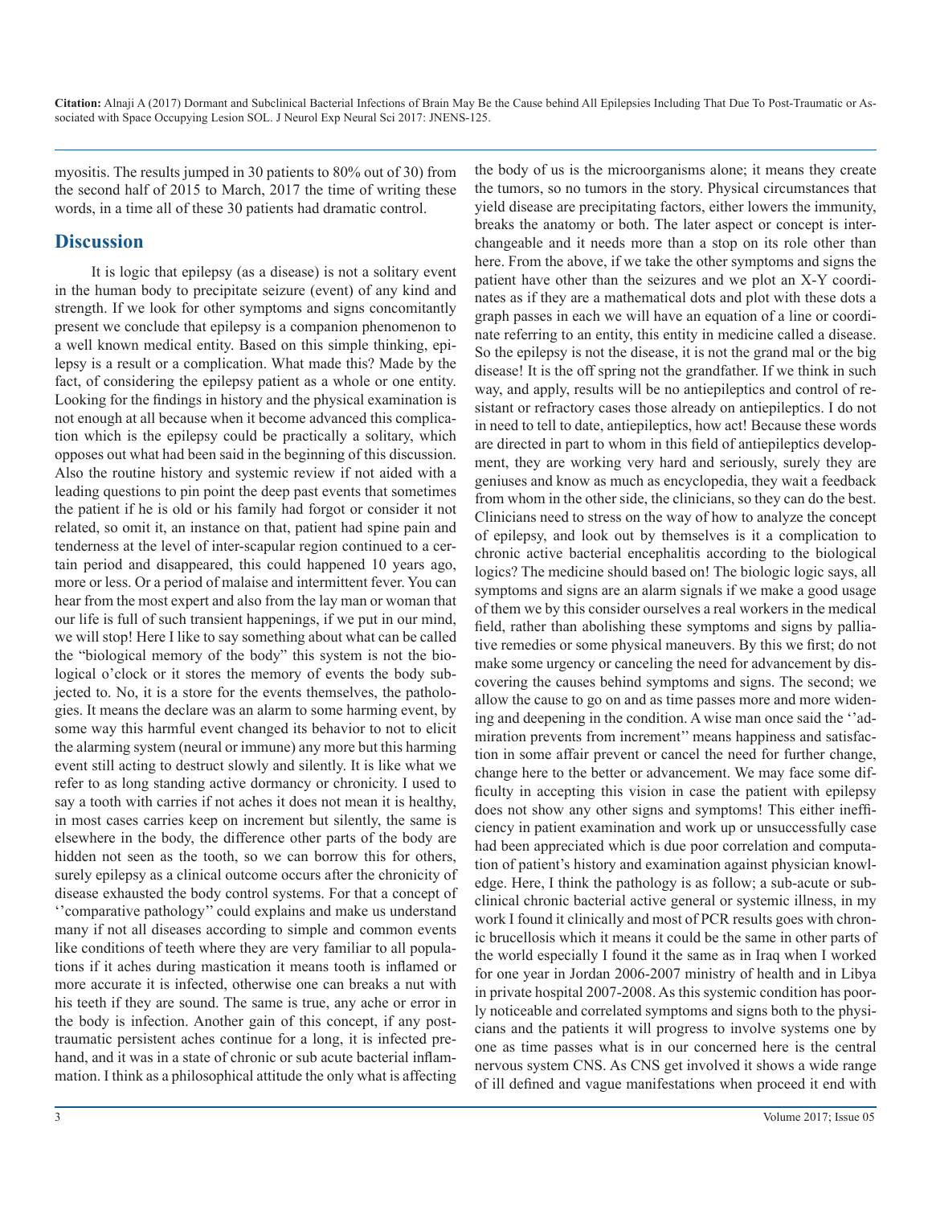myositis. The results jumped in 30 patients to 80% out of 30) from the second half of 2015 to March, 2017 the time of writing these words, in a time all of these 30 patients had dramatic control.

## Discussion

It is logic that epilepsy (as a disease) is not a solitary event in the human body to precipitate seizure (event) of any kind and strength. If we look for other symptoms and signs concomitantly present we conclude that epilepsy is a companion phenomenon to a well known medical entity. Based on this simple thinking, epilepsy is a result or a complication. What made this? Made by the fact, of considering the epilepsy patient as a whole or one entity. Looking for the findings in history and the physical examination is not enough at all because when it become advanced this complication which is the epilepsy could be practically a solitary, which opposes out what had been said in the beginning of this discussion. Also the routine history and systemic review if not aided with a leading questions to pin point the deep past events that sometimes the patient if he is old or his family had forgot or consider it not related, so omit it, an instance on that, patient had spine pain and tenderness at the level of inter-scapular region continued to a certain period and disappeared, this could happened 10 years ago, more or less. Or a period of malaise and intermittent fever. You can hear from the most expert and also from the lay man or woman that our life is full of such transient happenings, if we put in our mind, we will stop! Here I like to say something about what can be called the "biological memory of the body" this system is not the biological o'clock or it stores the memory of events the body subjected to. No, it is a store for the events themselves, the pathologies. It means the declare was an alarm to some harming event, by some way this harmful event changed its behavior to not to elicit the alarming system (neural or immune) any more but this harming event still acting to destruct slowly and silently. It is like what we refer to as long standing active dormancy or chronicity. I used to say a tooth with carries if not aches it does not mean it is healthy, in most cases carries keep on increment but silently, the same is elsewhere in the body, the difference other parts of the body are hidden not seen as the tooth, so we can borrow this for others, surely epilepsy as a clinical outcome occurs after the chronicity of disease exhausted the body control systems. For that a concept of ''comparative pathology'' could explains and make us understand many if not all diseases according to simple and common events like conditions of teeth where they are very familiar to all populations if it aches during mastication it means tooth is inflamed or more accurate it is infected, otherwise one can breaks a nut with his teeth if they are sound. The same is true, any ache or error in the body is infection. Another gain of this concept, if any post-traumatic persistent aches continue for a long, it is infected pre-hand, and it was in a state of chronic or sub acute bacterial inflammation. I think as a philosophical attitude the only what is affecting the body of us is the microorganisms alone; it means they create the tumors, so no tumors in the story. Physical circumstances that yield disease are precipitating factors, either lowers the immunity, breaks the anatomy or both. The later aspect or concept is interchangeable and it needs more than a stop on its role other than here. From the above, if we take the other symptoms and signs the patient have other than the seizures and we plot an X-Y coordinates as if they are a mathematical dots and plot with these dots a graph passes in each we will have an equation of a line or coordinate referring to an entity, this entity in medicine called a disease. So the epilepsy is not the disease, it is not the grand mal or the big disease! It is the off spring not the grandfather. If we think in such way, and apply, results will be no antiepileptics and control of resistant or refractory cases those already on antiepileptics. I do not in need to tell to date, antiepileptics, how act! Because these words are directed in part to whom in this field of antiepileptics development, they are working very hard and seriously, surely they are geniuses and know as much as encyclopedia, they wait a feedback from whom in the other side, the clinicians, so they can do the best. Clinicians need to stress on the way of how to analyze the concept of epilepsy, and look out by themselves is it a complication to chronic active bacterial encephalitis according to the biological logics? The medicine should based on! The biologic logic says, all symptoms and signs are an alarm signals if we make a good usage of them we by this consider ourselves a real workers in the medical field, rather than abolishing these symptoms and signs by palliative remedies or some physical maneuvers. By this we first; do not make some urgency or canceling the need for advancement by discovering the causes behind symptoms and signs. The second; we allow the cause to go on and as time passes more and more widening and deepening in the condition. A wise man once said the ''admiration prevents from increment'' means happiness and satisfaction in some affair prevent or cancel the need for further change, change here to the better or advancement. We may face some difficulty in accepting this vision in case the patient with epilepsy does not show any other signs and symptoms! This either inefficiency in patient examination and work up or unsuccessfully case had been appreciated which is due poor correlation and computation of patient's history and examination against physician knowledge. Here, I think the pathology is as follow; a sub-acute or subclinical chronic bacterial active general or systemic illness, in my work I found it clinically and most of PCR results goes with chronic brucellosis which it means it could be the same in other parts of the world especially I found it the same as in Iraq when I worked for one year in Jordan 2006-2007 ministry of health and in Libya in private hospital 2007-2008. As this systemic condition has poorly noticeable and correlated symptoms and signs both to the physicians and the patients it will progress to involve systems one by one as time passes what is in our concerned here is the central nervous system CNS. As CNS get involved it shows a wide range of ill defined and vague manifestations when proceed it end with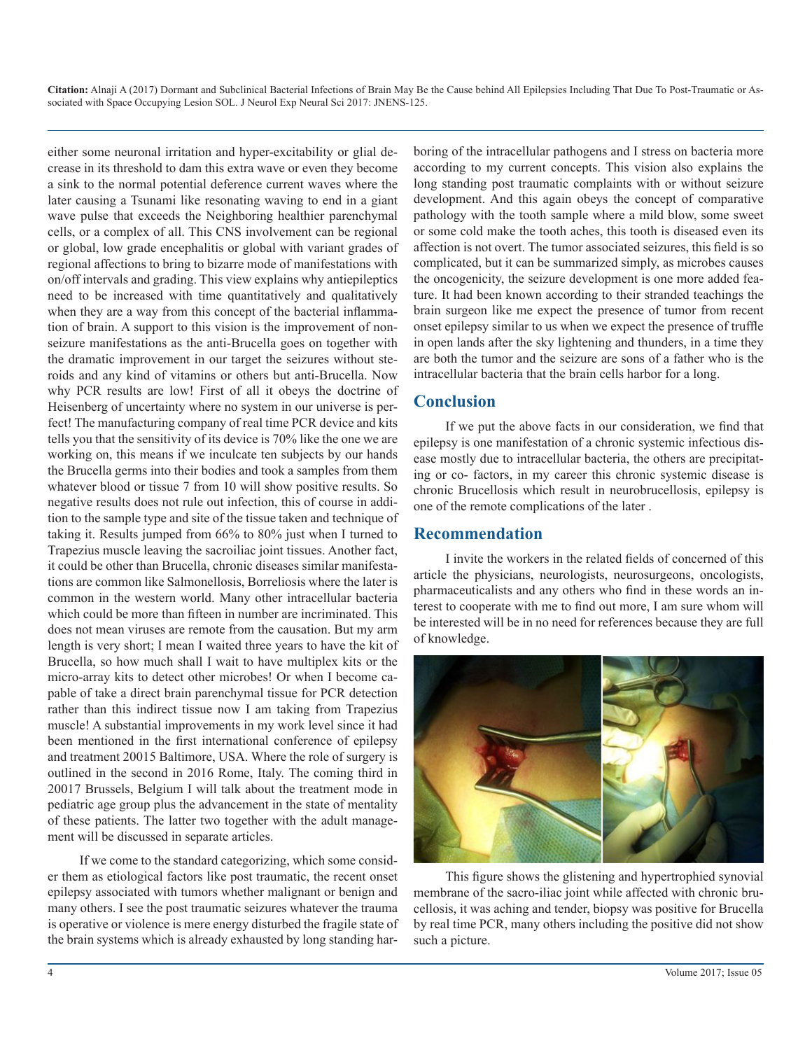either some neuronal irritation and hyper-excitability or glial decrease in its threshold to dam this extra wave or even they become a sink to the normal potential deference current waves where the later causing a Tsunami like resonating waving to end in a giant wave pulse that exceeds the Neighboring healthier parenchymal cells, or a complex of all. This CNS involvement can be regional or global, low grade encephalitis or global with variant grades of regional affections to bring to bizarre mode of manifestations with on/off intervals and grading. This view explains why antiepileptics need to be increased with time quantitatively and qualitatively when they are a way from this concept of the bacterial inflammation of brain. A support to this vision is the improvement of non-seizure manifestations as the anti-Brucella goes on together with the dramatic improvement in our target the seizures without steroids and any kind of vitamins or others but anti-Brucella. Now why PCR results are low! First of all it obeys the doctrine of Heisenberg of uncertainty where no system in our universe is perfect! The manufacturing company of real time PCR device and kits tells you that the sensitivity of its device is 70% like the one we are working on, this means if we inculcate ten subjects by our hands the Brucella germs into their bodies and took a samples from them whatever blood or tissue 7 from 10 will show positive results. So negative results does not rule out infection, this of course in addition to the sample type and site of the tissue taken and technique of taking it. Results jumped from 66% to 80% just when I turned to Trapezius muscle leaving the sacroiliac joint tissues. Another fact, it could be other than Brucella, chronic diseases similar manifestations are common like Salmonellosis, Borreliosis where the later is common in the western world. Many other intracellular bacteria which could be more than fifteen in number are incriminated. This does not mean viruses are remote from the causation. But my arm length is very short; I mean I waited three years to have the kit of Brucella, so how much shall I wait to have multiplex kits or the micro-array kits to detect other microbes! Or when I become capable of take a direct brain parenchymal tissue for PCR detection rather than this indirect tissue now I am taking from Trapezius muscle! A substantial improvements in my work level since it had been mentioned in the first international conference of epilepsy and treatment 20015 Baltimore, USA. Where the role of surgery is outlined in the second in 2016 Rome, Italy. The coming third in 20017 Brussels, Belgium I will talk about the treatment mode in pediatric age group plus the advancement in the state of mentality of these patients. The latter two together with the adult management will be discussed in separate articles.

If we come to the standard categorizing, which some consider them as etiological factors like post traumatic, the recent onset epilepsy associated with tumors whether malignant or benign and many others. I see the post traumatic seizures whatever the trauma is operative or violence is mere energy disturbed the fragile state of the brain systems which is already exhausted by long standing harboring of the intracellular pathogens and I stress on bacteria more according to my current concepts. This vision also explains the long standing post traumatic complaints with or without seizure development. And this again obeys the concept of comparative pathology with the tooth sample where a mild blow, some sweet or some cold make the tooth aches, this tooth is diseased even its affection is not overt. The tumor associated seizures, this field is so complicated, but it can be summarized simply, as microbes causes the oncogenicity, the seizure development is one more added feature. It had been known according to their stranded teachings the brain surgeon like me expect the presence of tumor from recent onset epilepsy similar to us when we expect the presence of truffle in open lands after the sky lightening and thunders, in a time they are both the tumor and the seizure are sons of a father who is the intracellular bacteria that the brain cells harbor for a long.

## Conclusion

If we put the above facts in our consideration, we find that epilepsy is one manifestation of a chronic systemic infectious disease mostly due to intracellular bacteria, the others are precipitating or co- factors, in my career this chronic systemic disease is chronic Brucellosis which result in neurobrucellosis, epilepsy is one of the remote complications of the later .

## Recommendation

I invite the workers in the related fields of concerned of this article the physicians, neurologists, neurosurgeons, oncologists, pharmaceuticalists and any others who find in these words an interest to cooperate with me to find out more, I am sure whom will be interested will be in no need for references because they are full of knowledge.

This figure shows the glistening and hypertrophied synovial membrane of the sacro-iliac joint while affected with chronic brucellosis, it was aching and tender, biopsy was positive for Brucella by real time PCR, many others including the positive did not show such a picture.